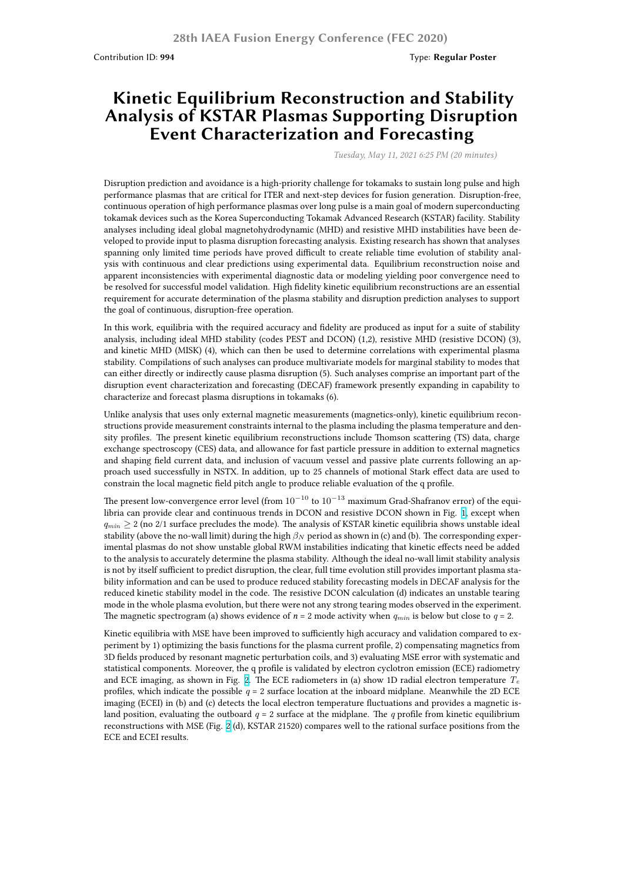Contribution ID: **994**

Type: **Regular Poster**

# Kinetic Equilibrium Reconstruction and Stability Analysis of KSTAR Plasmas Supporting Disruption Event Characterization and Forecasting

*Tuesday, May 11, 2021 6:25 PM (20 minutes)*

Disruption prediction and avoidance is a high-priority challenge for tokamaks to sustain long pulse and high performance plasmas that are critical for ITER and next-step devices for fusion generation. Disruption-free, continuous operation of high performance plasmas over long pulse is a main goal of modern superconducting tokamak devices such as the Korea Superconducting Tokamak Advanced Research (KSTAR) facility. Stability analyses including ideal global magnetohydrodynamic (MHD) and resistive MHD instabilities have been developed to provide input to plasma disruption forecasting analysis. Existing research has shown that analyses spanning only limited time periods have proved difficult to create reliable time evolution of stability analysis with continuous and clear predictions using experimental data. Equilibrium reconstruction noise and apparent inconsistencies with experimental diagnostic data or modeling yielding poor convergence need to be resolved for successful model validation. High fidelity kinetic equilibrium reconstructions are an essential requirement for accurate determination of the plasma stability and disruption prediction analyses to support the goal of continuous, disruption-free operation.

In this work, equilibria with the required accuracy and fidelity are produced as input for a suite of stability analysis, including ideal MHD stability (codes PEST and DCON) (1,2), resistive MHD (resistive DCON) (3), and kinetic MHD (MISK) (4), which can then be used to determine correlations with experimental plasma stability. Compilations of such analyses can produce multivariate models for marginal stability to modes that can either directly or indirectly cause plasma disruption (5). Such analyses comprise an important part of the disruption event characterization and forecasting (DECAF) framework presently expanding in capability to characterize and forecast plasma disruptions in tokamaks (6).

Unlike analysis that uses only external magnetic measurements (magnetics-only), kinetic equilibrium reconstructions provide measurement constraints internal to the plasma including the plasma temperature and density profiles. The present kinetic equilibrium reconstructions include Thomson scattering (TS) data, charge exchange spectroscopy (CES) data, and allowance for fast particle pressure in addition to external magnetics and shaping field current data, and inclusion of vacuum vessel and passive plate currents following an approach used successfully in NSTX. In addition, up to 25 channels of motional Stark effect data are used to constrain the local magnetic field pitch angle to produce reliable evaluation of the q profile.

The present low-convergence error level (from $10^{-10}$ to $10^{-13}$ maximum Grad-Shafranov error) of the equilibria can provide clear and continuous trends in DCON and resistive DCON shown in Fig. 1, except when $q_{min} \geq 2$ (no 2/1 surface precludes the mode). The analysis of KSTAR kinetic equilibria shows unstable ideal stability (above the no-wall limit) during the high $\beta_N$ period as shown in (c) and (b). The corresponding experimental plasmas do not show unstable global RWM instabilities indicating that kinetic effects need be added to the analysis to accurately determine the plasma stability. Although the ideal no-wall limit stability analysis is not by itself sufficient to predict disruption, the clear, full time evolution still provides important plasma stability information and can be used to produce reduced stability forecasting models in DECAF analysis for the reduced kinetic stability model in the code. The resistive DCON calculation (d) indicates an unstable tearing mode in the whole plasma evolution, but there were not any strong tearing modes observed in the experiment. The magnetic spectrogram (a) shows evidence of $n = 2$ mode activity when $q_{min}$ is below but close to $q = 2$.

Kinetic equilibria with MSE have been improved to sufficiently high accuracy and validation compared to experiment by 1) optimizing the basis functions for the plasma current profile, 2) compensating magnetics from 3D fields produced by resonant magnetic perturbation coils, and 3) evaluating MSE error with systematic and statistical components. Moreover, the q profile is validated by electron cyclotron emission (ECE) radiometry and ECE imaging, as shown in Fig. 2. The ECE radiometers in (a) show 1D radial electron temperature $T_e$ profiles, which indicate the possible $q = 2$ surface location at the inboard midplane. Meanwhile the 2D ECE imaging (ECEI) in (b) and (c) detects the local electron temperature fluctuations and provides a magnetic island position, evaluating the outboard $q = 2$ surface at the midplane. The $q$ profile from kinetic equilibrium reconstructions with MSE (Fig. 2 (d), KSTAR 21520) compares well to the rational surface positions from the ECE and ECEI results.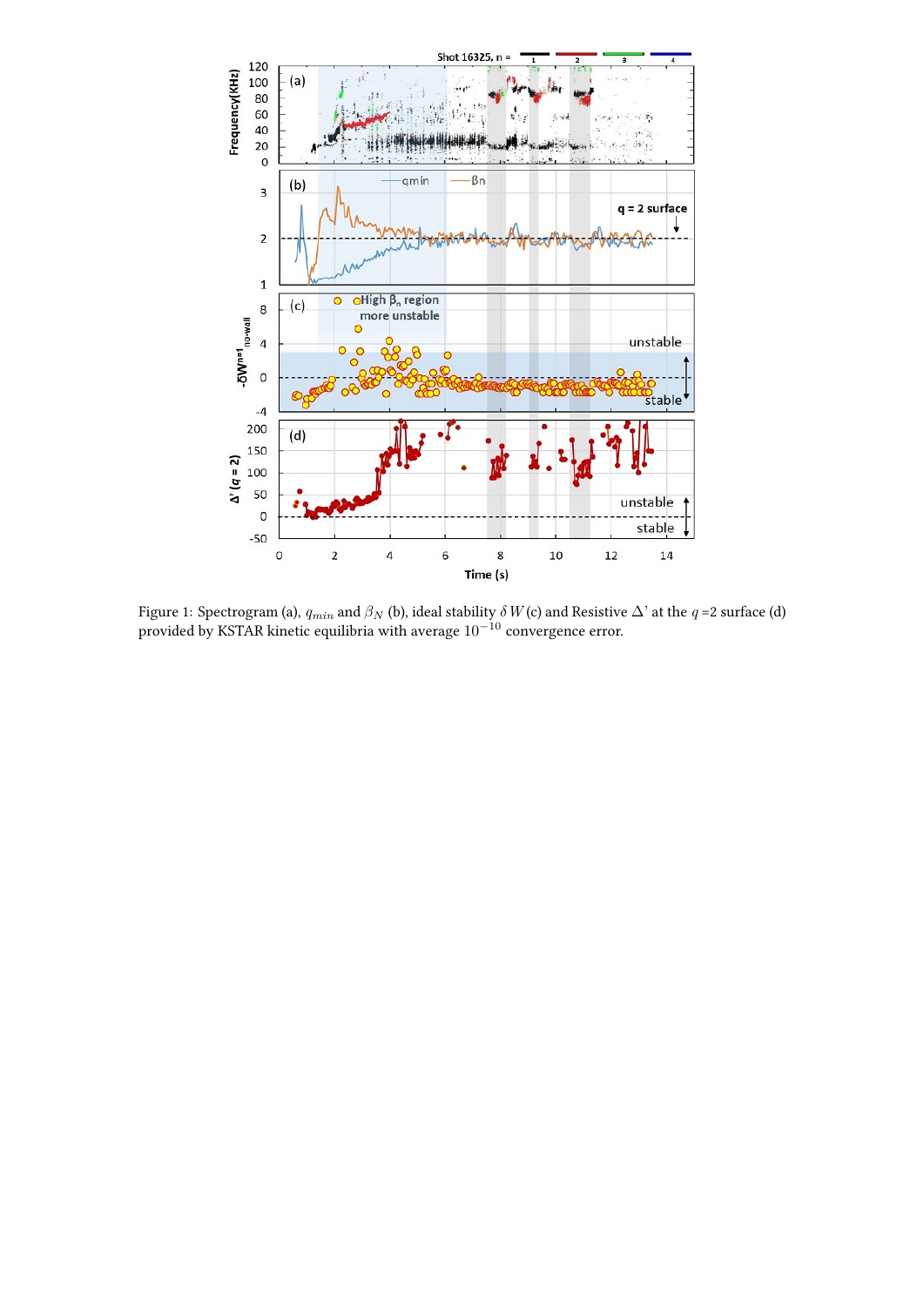Figure 1: Spectrogram (a), $q_{min}$ and $\beta_N$ (b), ideal stability $\delta W$ (c) and Resistive $\Delta$' at the $q$ =2 surface (d) provided by KSTAR kinetic equilibria with average $10^{-10}$ convergence error.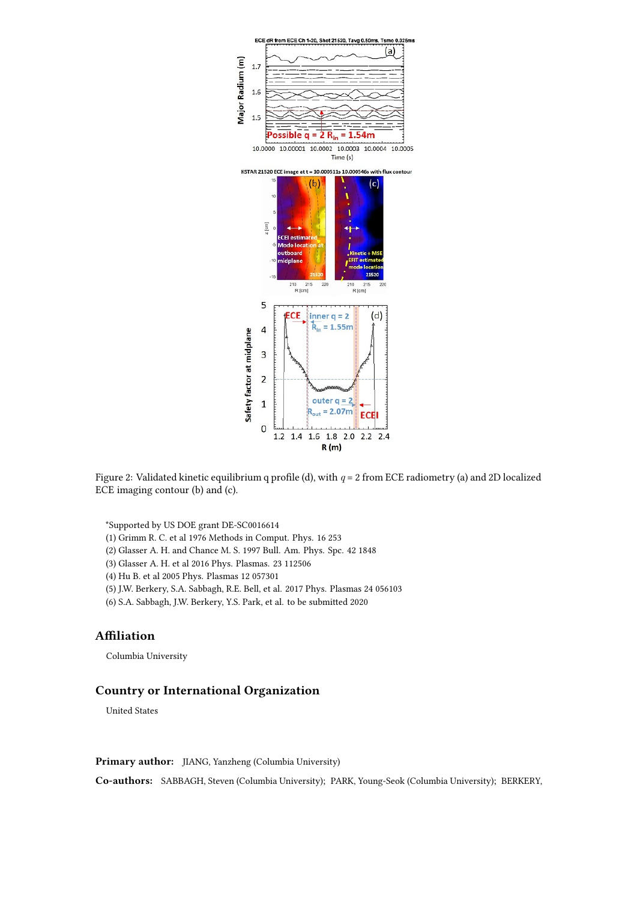Figure 2: Validated kinetic equilibrium q profile (d), with $q = 2$ from ECE radiometry (a) and 2D localized ECE imaging contour (b) and (c).

*Supported by US DOE grant DE-SC0016614
(1) Grimm R. C. et al 1976 Methods in Comput. Phys. 16 253
(2) Glasser A. H. and Chance M. S. 1997 Bull. Am. Phys. Spc. 42 1848
(3) Glasser A. H. et al 2016 Phys. Plasmas. 23 112506
(4) Hu B. et al 2005 Phys. Plasmas 12 057301
(5) J.W. Berkery, S.A. Sabbagh, R.E. Bell, et al. 2017 Phys. Plasmas 24 056103
(6) S.A. Sabbagh, J.W. Berkery, Y.S. Park, et al. to be submitted 2020

## Affiliation

Columbia University

## Country or International Organization

United States

**Primary author:** JIANG, Yanzheng (Columbia University)

**Co-authors:** SABBAGH, Steven (Columbia University); PARK, Young-Seok (Columbia University); BERKERY,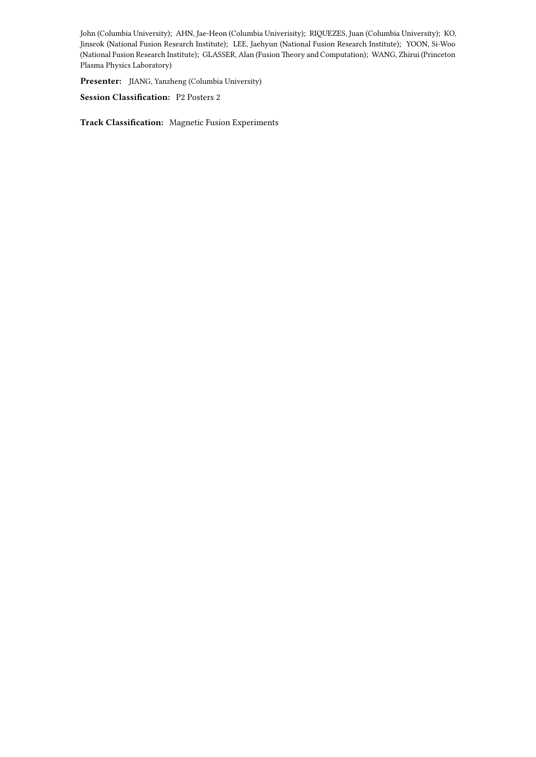John (Columbia University); AHN, Jae-Heon (Columbia Univerisity); RIQUEZES, Juan (Columbia University); KO, Jinseok (National Fusion Research Institute); LEE, Jaehyun (National Fusion Research Institute); YOON, Si-Woo (National Fusion Research Institute); GLASSER, Alan (Fusion Theory and Computation); WANG, Zhirui (Princeton Plasma Physics Laboratory)

**Presenter:** JIANG, Yanzheng (Columbia University)

**Session Classification:** P2 Posters 2

**Track Classification:** Magnetic Fusion Experiments